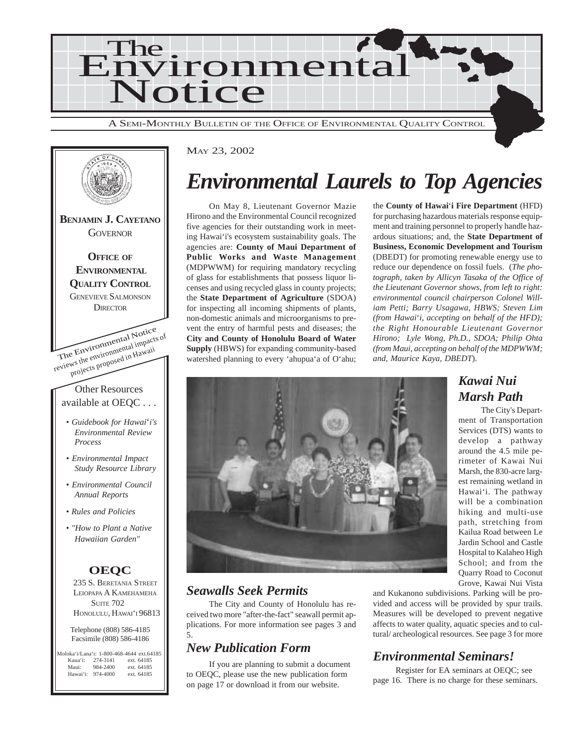# The Environmental Notice

A SEMI-MONTHLY BULLETIN OF THE OFFICE OF ENVIRONMENTAL QUALITY CONTROL

**BENJAMIN J. CAYETANO**
GOVERNOR

**OFFICE OF ENVIRONMENTAL QUALITY CONTROL**
GENEVIEVE SALMONSON
DIRECTOR

The Environmental Notice reviews the environmental impacts of projects proposed in Hawaii

Other Resources available at OEQC . . .

- *Guidebook for Hawai'i's Environmental Review Process*
- *Environmental Impact Study Resource Library*
- *Environmental Council Annual Reports*
- *Rules and Policies*
- *"How to Plant a Native Hawaiian Garden"*

**OEQC**

235 S. BERETANIA STREET
LEIOPAPA A KAMEHAMEHA
SUITE 702
HONOLULU, HAWAI'I 96813

Telephone (808) 586-4185
Facsimile (808) 586-4186

| | | |
|---|---|---|
| Moloka'i/Lana'i: | 1-800-468-4644 | ext.64185 |
| Kaua'i: | 274-3141 | ext. 64185 |
| Maui: | 984-2400 | ext. 64185 |
| Hawai'i: | 974-4000 | ext. 64185 |

MAY 23, 2002

# *Environmental Laurels to Top Agencies*

On May 8, Lieutenant Governor Mazie Hirono and the Environmental Council recognized five agencies for their outstanding work in meeting Hawai'i's ecosystem sustainability goals. The agencies are: **County of Maui Department of Public Works and Waste Management** (MDPWWM) for requiring mandatory recycling of glass for establishments that possess liquor licenses and using recycled glass in county projects; the **State Department of Agriculture** (SDOA) for inspecting all incoming shipments of plants, non-domestic animals and microorganisms to prevent the entry of harmful pests and diseases; the **City and County of Honolulu Board of Water Supply** (HBWS) for expanding community-based watershed planning to every 'ahupua'a of O'ahu; the **County of Hawai'i Fire Department** (HFD) for purchasing hazardous materials response equipment and training personnel to properly handle hazardous situations; and, the **State Department of Business, Economic Development and Tourism** (DBEDT) for promoting renewable energy use to reduce our dependence on fossil fuels. (*The photograph, taken by Allicyn Tasaka of the Office of the Lieutenant Governor shows, from left to right: environmental council chairperson Colonel William Petti; Barry Usagawa, HBWS; Steven Lim (from Hawai'i, accepting on behalf of the HFD); the Right Honourable Lieutenant Governor Hirono; Lyle Wong, Ph.D., SDOA; Philip Ohta (from Maui, accepting on behalf of the MDPWWM; and, Maurice Kaya, DBEDT*).

## *Kawai Nui Marsh Path*

The City's Department of Transportation Services (DTS) wants to develop a pathway around the 4.5 mile perimeter of Kawai Nui Marsh, the 830-acre largest remaining wetland in Hawai'i. The pathway will be a combination hiking and multi-use path, stretching from Kailua Road between Le Jardin School and Castle Hospital to Kalaheo High School; and from the Quarry Road to Coconut Grove, Kawai Nui Vista and Kukanono subdivisions. Parking will be provided and access will be provided by spur trails. Measures will be developed to prevent negative affects to water quality, aquatic species and to cultural/ archeological resources. See page 3 for more

## *Seawalls Seek Permits*

The City and County of Honolulu has received two more "after-the-fact" seawall permit applications. For more information see pages 3 and 5.

## *New Publication Form*

If you are planning to submit a document to OEQC, please use the new publication form on page 17 or download it from our website.

## *Environmental Seminars!*

Register for EA seminars at OEQC; see page 16. There is no charge for these seminars.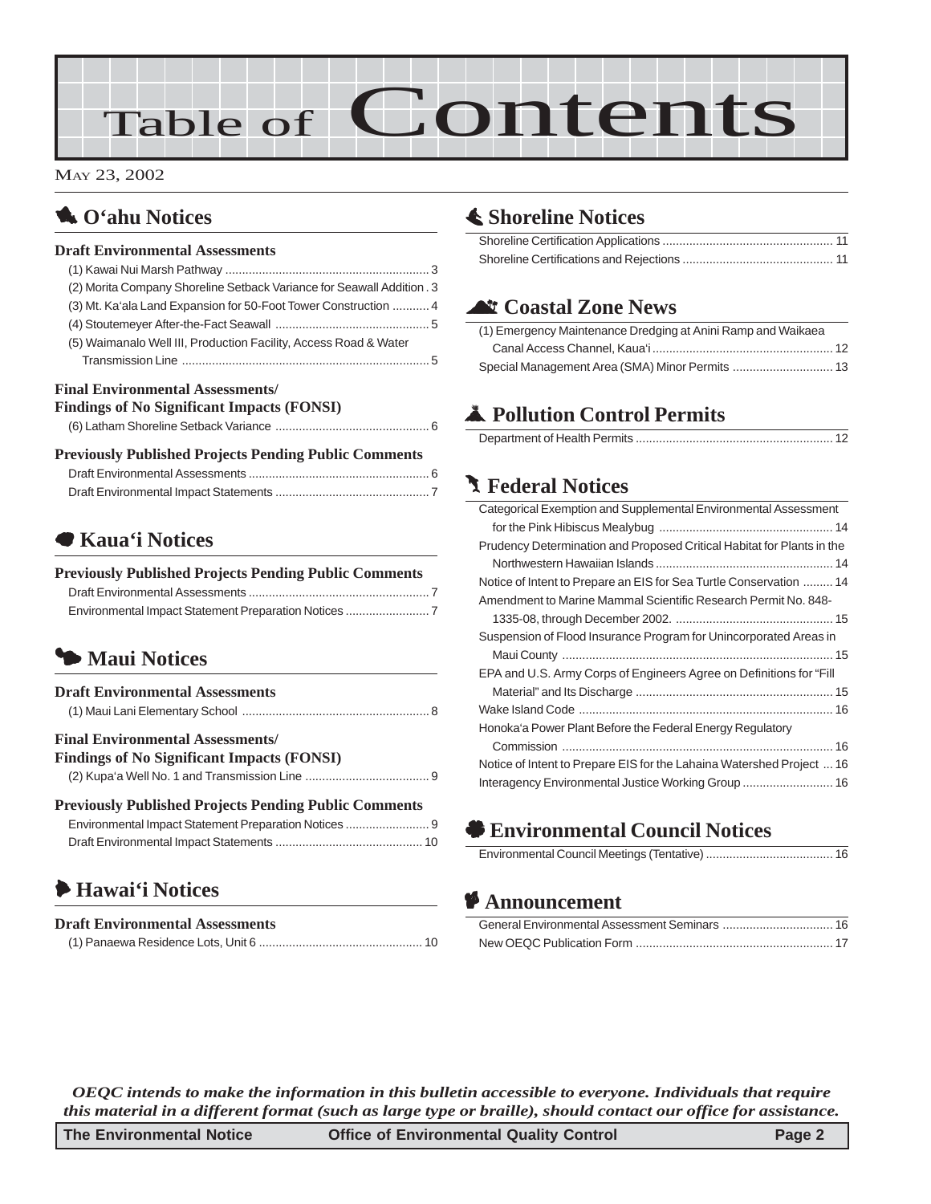# Table of Contents

MAY 23, 2002

## O'ahu Notices

### Draft Environmental Assessments

(1) Kawai Nui Marsh Pathway ... 3
(2) Morita Company Shoreline Setback Variance for Seawall Addition . 3
(3) Mt. Ka'ala Land Expansion for 50-Foot Tower Construction ... 4
(4) Stoutemeyer After-the-Fact Seawall ... 5
(5) Waimanalo Well III, Production Facility, Access Road & Water Transmission Line ... 5

### Final Environmental Assessments/ Findings of No Significant Impacts (FONSI)

(6) Latham Shoreline Setback Variance ... 6

### Previously Published Projects Pending Public Comments

Draft Environmental Assessments ... 6
Draft Environmental Impact Statements ... 7

## Kaua'i Notices

### Previously Published Projects Pending Public Comments

Draft Environmental Assessments ... 7
Environmental Impact Statement Preparation Notices ... 7

## Maui Notices

### Draft Environmental Assessments

(1) Maui Lani Elementary School ... 8

### Final Environmental Assessments/ Findings of No Significant Impacts (FONSI)

(2) Kupa'a Well No. 1 and Transmission Line ... 9

### Previously Published Projects Pending Public Comments

Environmental Impact Statement Preparation Notices ... 9
Draft Environmental Impact Statements ... 10

## Hawai'i Notices

### Draft Environmental Assessments

(1) Panaewa Residence Lots, Unit 6 ... 10

## Shoreline Notices

Shoreline Certification Applications ... 11
Shoreline Certifications and Rejections ... 11

## Coastal Zone News

(1) Emergency Maintenance Dredging at Anini Ramp and Waikaea Canal Access Channel, Kaua'i ... 12
Special Management Area (SMA) Minor Permits ... 13

## Pollution Control Permits

Department of Health Permits ... 12

## Federal Notices

Categorical Exemption and Supplemental Environmental Assessment for the Pink Hibiscus Mealybug ... 14
Prudency Determination and Proposed Critical Habitat for Plants in the Northwestern Hawaiian Islands ... 14
Notice of Intent to Prepare an EIS for Sea Turtle Conservation ... 14
Amendment to Marine Mammal Scientific Research Permit No. 848-1335-08, through December 2002. ... 15
Suspension of Flood Insurance Program for Unincorporated Areas in Maui County ... 15
EPA and U.S. Army Corps of Engineers Agree on Definitions for "Fill Material" and Its Discharge ... 15
Wake Island Code ... 16
Honoka'a Power Plant Before the Federal Energy Regulatory Commission ... 16
Notice of Intent to Prepare EIS for the Lahaina Watershed Project ... 16
Interagency Environmental Justice Working Group ... 16

## Environmental Council Notices

Environmental Council Meetings (Tentative) ... 16

## Announcement

General Environmental Assessment Seminars ... 16
New OEQC Publication Form ... 17

*OEQC intends to make the information in this bulletin accessible to everyone. Individuals that require this material in a different format (such as large type or braille), should contact our office for assistance.*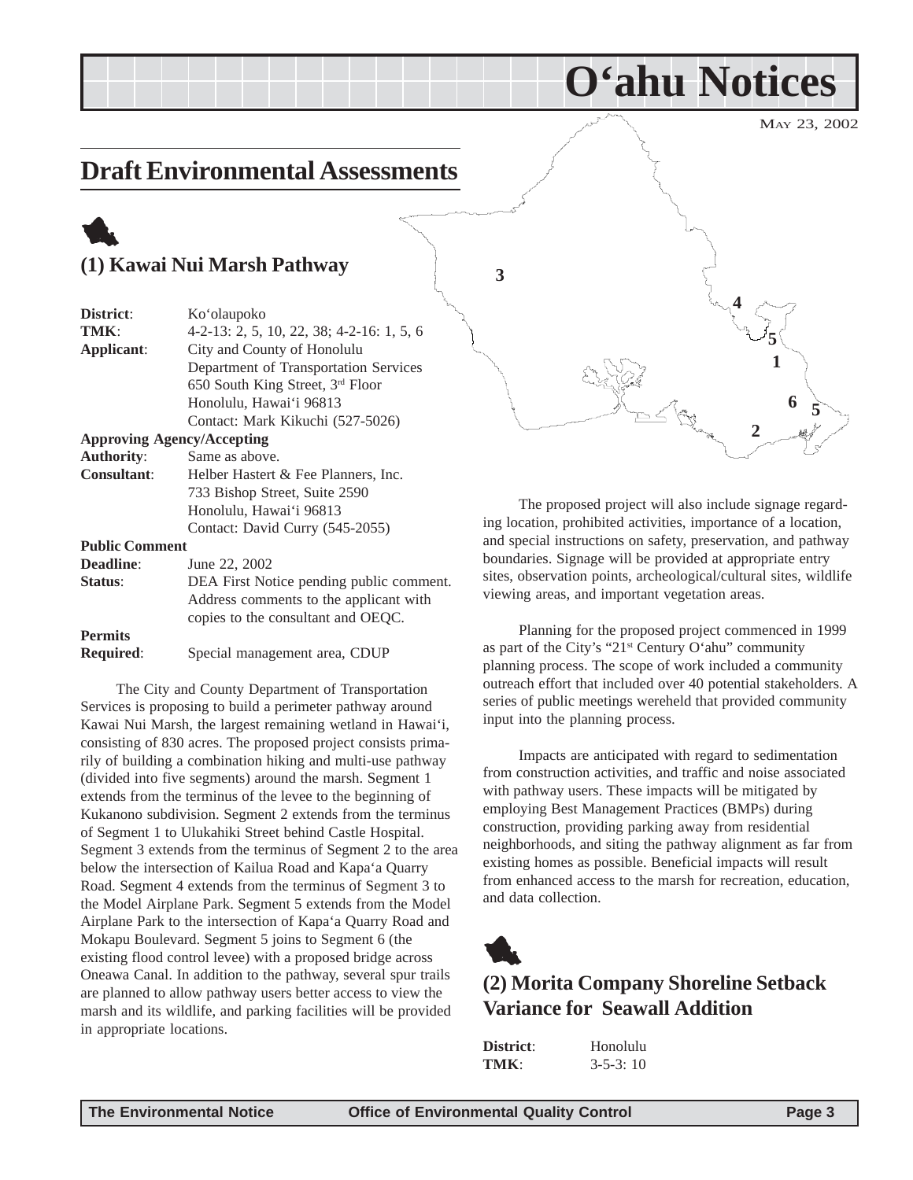# O'ahu Notices

MAY 23, 2002

## Draft Environmental Assessments

### (1) Kawai Nui Marsh Pathway

**District**: Ko'olaupoko
**TMK**: 4-2-13: 2, 5, 10, 22, 38; 4-2-16: 1, 5, 6
**Applicant**: City and County of Honolulu
Department of Transportation Services
650 South King Street, 3rd Floor
Honolulu, Hawai'i 96813
Contact: Mark Kikuchi (527-5026)

**Approving Agency/Accepting Authority**: Same as above.

**Consultant**: Helber Hastert & Fee Planners, Inc.
733 Bishop Street, Suite 2590
Honolulu, Hawai'i 96813
Contact: David Curry (545-2055)

**Public Comment Deadline**: June 22, 2002

**Status**: DEA First Notice pending public comment. Address comments to the applicant with copies to the consultant and OEQC.

**Permits Required**: Special management area, CDUP

The City and County Department of Transportation Services is proposing to build a perimeter pathway around Kawai Nui Marsh, the largest remaining wetland in Hawai'i, consisting of 830 acres. The proposed project consists primarily of building a combination hiking and multi-use pathway (divided into five segments) around the marsh. Segment 1 extends from the terminus of the levee to the beginning of Kukanono subdivision. Segment 2 extends from the terminus of Segment 1 to Ulukahiki Street behind Castle Hospital. Segment 3 extends from the terminus of Segment 2 to the area below the intersection of Kailua Road and Kapa'a Quarry Road. Segment 4 extends from the terminus of Segment 3 to the Model Airplane Park. Segment 5 extends from the Model Airplane Park to the intersection of Kapa'a Quarry Road and Mokapu Boulevard. Segment 5 joins to Segment 6 (the existing flood control levee) with a proposed bridge across Oneawa Canal. In addition to the pathway, several spur trails are planned to allow pathway users better access to view the marsh and its wildlife, and parking facilities will be provided in appropriate locations.

The proposed project will also include signage regarding location, prohibited activities, importance of a location, and special instructions on safety, preservation, and pathway boundaries. Signage will be provided at appropriate entry sites, observation points, archeological/cultural sites, wildlife viewing areas, and important vegetation areas.

Planning for the proposed project commenced in 1999 as part of the City's "21st Century O'ahu" community planning process. The scope of work included a community outreach effort that included over 40 potential stakeholders. A series of public meetings wereheld that provided community input into the planning process.

Impacts are anticipated with regard to sedimentation from construction activities, and traffic and noise associated with pathway users. These impacts will be mitigated by employing Best Management Practices (BMPs) during construction, providing parking away from residential neighborhoods, and siting the pathway alignment as far from existing homes as possible. Beneficial impacts will result from enhanced access to the marsh for recreation, education, and data collection.

### (2) Morita Company Shoreline Setback Variance for Seawall Addition

**District**: Honolulu
**TMK**: 3-5-3: 10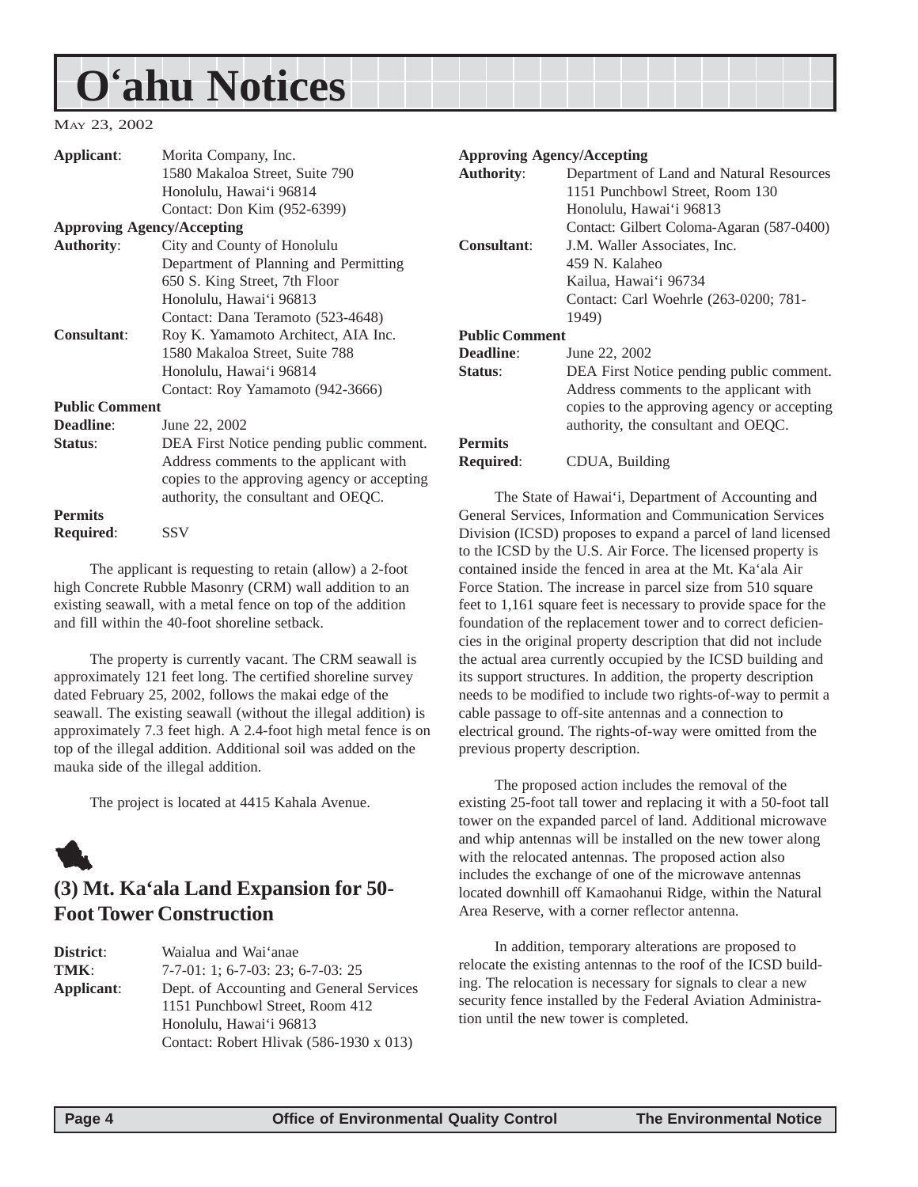# O'ahu Notices

May 23, 2002

**Applicant**: Morita Company, Inc.
1580 Makaloa Street, Suite 790
Honolulu, Hawai'i 96814
Contact: Don Kim (952-6399)

**Approving Agency/Accepting Authority**: City and County of Honolulu
Department of Planning and Permitting
650 S. King Street, 7th Floor
Honolulu, Hawai'i 96813
Contact: Dana Teramoto (523-4648)

**Consultant**: Roy K. Yamamoto Architect, AIA Inc.
1580 Makaloa Street, Suite 788
Honolulu, Hawai'i 96814
Contact: Roy Yamamoto (942-3666)

**Public Comment Deadline**: June 22, 2002

**Status**: DEA First Notice pending public comment. Address comments to the applicant with copies to the approving agency or accepting authority, the consultant and OEQC.

**Permits Required**: SSV

The applicant is requesting to retain (allow) a 2-foot high Concrete Rubble Masonry (CRM) wall addition to an existing seawall, with a metal fence on top of the addition and fill within the 40-foot shoreline setback.

The property is currently vacant. The CRM seawall is approximately 121 feet long. The certified shoreline survey dated February 25, 2002, follows the makai edge of the seawall. The existing seawall (without the illegal addition) is approximately 7.3 feet high. A 2.4-foot high metal fence is on top of the illegal addition. Additional soil was added on the mauka side of the illegal addition.

The project is located at 4415 Kahala Avenue.

## (3) Mt. Ka'ala Land Expansion for 50-Foot Tower Construction

**District**: Waialua and Wai'anae

**TMK**: 7-7-01: 1; 6-7-03: 23; 6-7-03: 25

**Applicant**: Dept. of Accounting and General Services
1151 Punchbowl Street, Room 412
Honolulu, Hawai'i 96813
Contact: Robert Hlivak (586-1930 x 013)

**Approving Agency/Accepting Authority**: Department of Land and Natural Resources
1151 Punchbowl Street, Room 130
Honolulu, Hawai'i 96813
Contact: Gilbert Coloma-Agaran (587-0400)

**Consultant**: J.M. Waller Associates, Inc.
459 N. Kalaheo
Kailua, Hawai'i 96734
Contact: Carl Woehrle (263-0200; 781-1949)

**Public Comment Deadline**: June 22, 2002

**Status**: DEA First Notice pending public comment. Address comments to the applicant with copies to the approving agency or accepting authority, the consultant and OEQC.

**Permits Required**: CDUA, Building

The State of Hawai'i, Department of Accounting and General Services, Information and Communication Services Division (ICSD) proposes to expand a parcel of land licensed to the ICSD by the U.S. Air Force. The licensed property is contained inside the fenced in area at the Mt. Ka'ala Air Force Station. The increase in parcel size from 510 square feet to 1,161 square feet is necessary to provide space for the foundation of the replacement tower and to correct deficiencies in the original property description that did not include the actual area currently occupied by the ICSD building and its support structures. In addition, the property description needs to be modified to include two rights-of-way to permit a cable passage to off-site antennas and a connection to electrical ground. The rights-of-way were omitted from the previous property description.

The proposed action includes the removal of the existing 25-foot tall tower and replacing it with a 50-foot tall tower on the expanded parcel of land. Additional microwave and whip antennas will be installed on the new tower along with the relocated antennas. The proposed action also includes the exchange of one of the microwave antennas located downhill off Kamaohanui Ridge, within the Natural Area Reserve, with a corner reflector antenna.

In addition, temporary alterations are proposed to relocate the existing antennas to the roof of the ICSD building. The relocation is necessary for signals to clear a new security fence installed by the Federal Aviation Administration until the new tower is completed.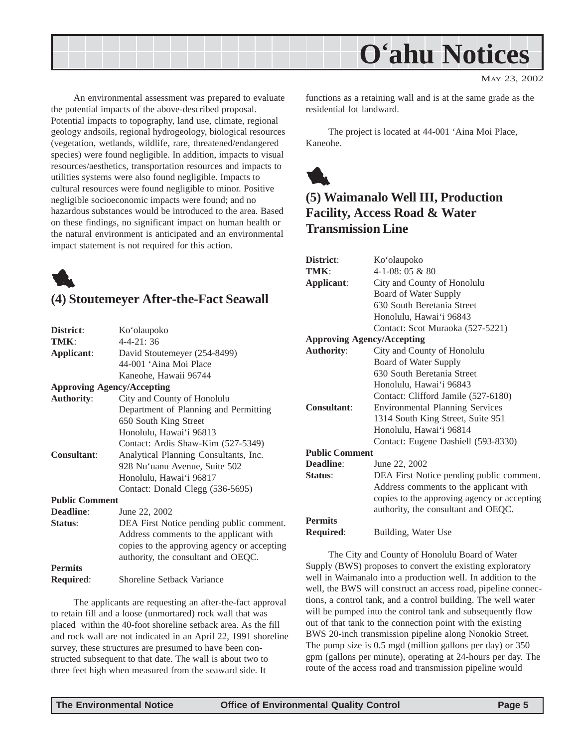An environmental assessment was prepared to evaluate the potential impacts of the above-described proposal. Potential impacts to topography, land use, climate, regional geology andsoils, regional hydrogeology, biological resources (vegetation, wetlands, wildlife, rare, threatened/endangered species) were found negligible. In addition, impacts to visual resources/aesthetics, transportation resources and impacts to utilities systems were also found negligible. Impacts to cultural resources were found negligible to minor. Positive negligible socioeconomic impacts were found; and no hazardous substances would be introduced to the area. Based on these findings, no significant impact on human health or the natural environment is anticipated and an environmental impact statement is not required for this action.

## (4) Stoutemeyer After-the-Fact Seawall

**District**: Ko'olaupoko
**TMK**: 4-4-21: 36
**Applicant**: David Stoutemeyer (254-8499)
44-001 'Aina Moi Place
Kaneohe, Hawaii 96744
**Approving Agency/Accepting Authority**: City and County of Honolulu
Department of Planning and Permitting
650 South King Street
Honolulu, Hawai'i 96813
Contact: Ardis Shaw-Kim (527-5349)
**Consultant**: Analytical Planning Consultants, Inc.
928 Nu'uanu Avenue, Suite 502
Honolulu, Hawai'i 96817
Contact: Donald Clegg (536-5695)
**Public Comment Deadline**: June 22, 2002
**Status**: DEA First Notice pending public comment. Address comments to the applicant with copies to the approving agency or accepting authority, the consultant and OEQC.
**Permits Required**: Shoreline Setback Variance

The applicants are requesting an after-the-fact approval to retain fill and a loose (unmortared) rock wall that was placed within the 40-foot shoreline setback area. As the fill and rock wall are not indicated in an April 22, 1991 shoreline survey, these structures are presumed to have been constructed subsequent to that date. The wall is about two to three feet high when measured from the seaward side. It functions as a retaining wall and is at the same grade as the residential lot landward.

The project is located at 44-001 'Aina Moi Place, Kaneohe.

## (5) Waimanalo Well III, Production Facility, Access Road & Water Transmission Line

**District**: Ko'olaupoko
**TMK**: 4-1-08: 05 & 80
**Applicant**: City and County of Honolulu
Board of Water Supply
630 South Beretania Street
Honolulu, Hawai'i 96843
Contact: Scot Muraoka (527-5221)
**Approving Agency/Accepting Authority**: City and County of Honolulu
Board of Water Supply
630 South Beretania Street
Honolulu, Hawai'i 96843
Contact: Clifford Jamile (527-6180)
**Consultant**: Environmental Planning Services
1314 South King Street, Suite 951
Honolulu, Hawai'i 96814
Contact: Eugene Dashiell (593-8330)
**Public Comment Deadline**: June 22, 2002
**Status**: DEA First Notice pending public comment. Address comments to the applicant with copies to the approving agency or accepting authority, the consultant and OEQC.
**Permits Required**: Building, Water Use

The City and County of Honolulu Board of Water Supply (BWS) proposes to convert the existing exploratory well in Waimanalo into a production well. In addition to the well, the BWS will construct an access road, pipeline connections, a control tank, and a control building. The well water will be pumped into the control tank and subsequently flow out of that tank to the connection point with the existing BWS 20-inch transmission pipeline along Nonokio Street. The pump size is 0.5 mgd (million gallons per day) or 350 gpm (gallons per minute), operating at 24-hours per day. The route of the access road and transmission pipeline would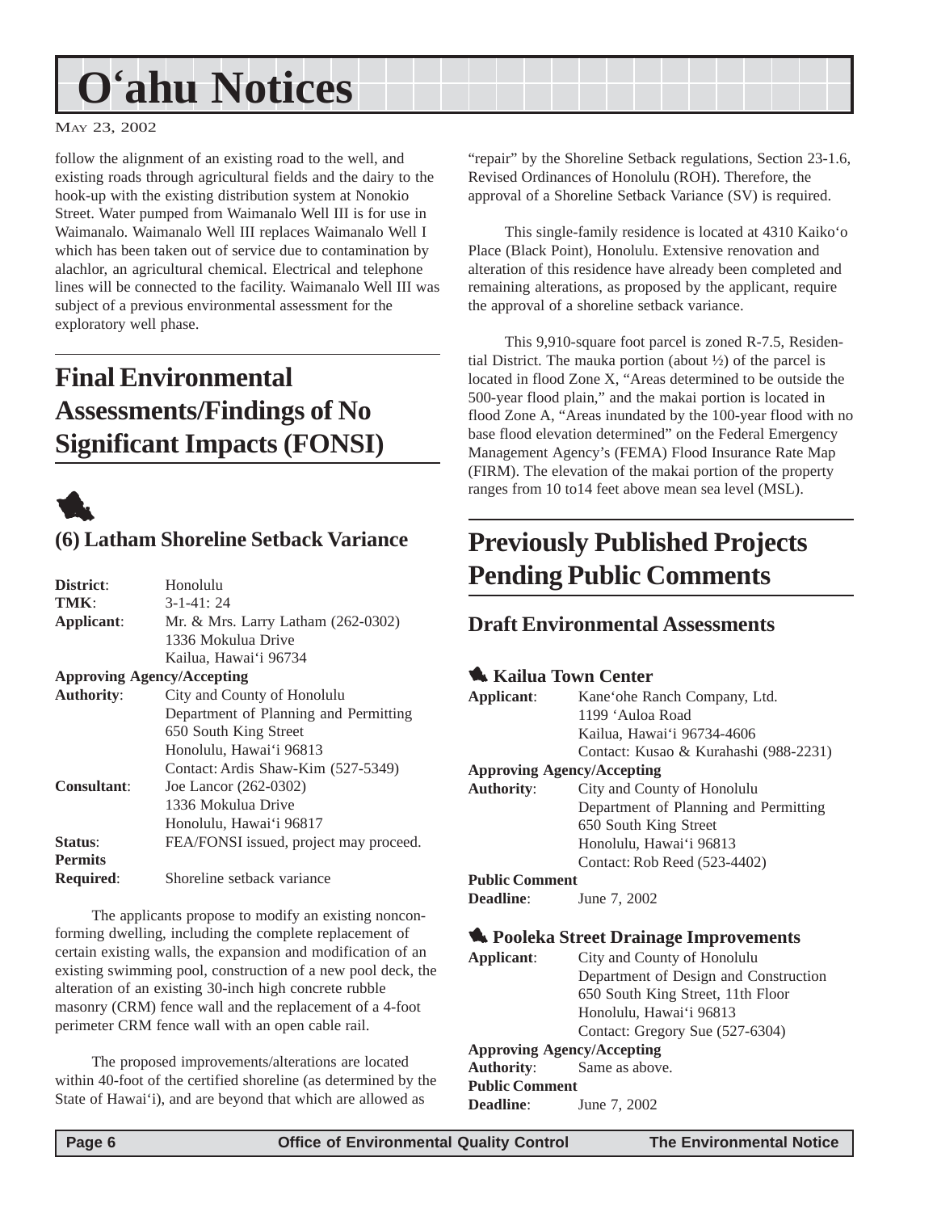follow the alignment of an existing road to the well, and existing roads through agricultural fields and the dairy to the hook-up with the existing distribution system at Nonokio Street. Water pumped from Waimanalo Well III is for use in Waimanalo. Waimanalo Well III replaces Waimanalo Well I which has been taken out of service due to contamination by alachlor, an agricultural chemical. Electrical and telephone lines will be connected to the facility. Waimanalo Well III was subject of a previous environmental assessment for the exploratory well phase.

# Final Environmental Assessments/Findings of No Significant Impacts (FONSI)

## (6) Latham Shoreline Setback Variance

**District**: Honolulu
**TMK**: 3-1-41: 24
**Applicant**: Mr. & Mrs. Larry Latham (262-0302)
1336 Mokulua Drive
Kailua, Hawai'i 96734
**Approving Agency/Accepting Authority**: City and County of Honolulu
Department of Planning and Permitting
650 South King Street
Honolulu, Hawai'i 96813
Contact: Ardis Shaw-Kim (527-5349)
**Consultant**: Joe Lancor (262-0302)
1336 Mokulua Drive
Honolulu, Hawai'i 96817
**Status**: FEA/FONSI issued, project may proceed.
**Permits Required**: Shoreline setback variance

The applicants propose to modify an existing nonconforming dwelling, including the complete replacement of certain existing walls, the expansion and modification of an existing swimming pool, construction of a new pool deck, the alteration of an existing 30-inch high concrete rubble masonry (CRM) fence wall and the replacement of a 4-foot perimeter CRM fence wall with an open cable rail.

The proposed improvements/alterations are located within 40-foot of the certified shoreline (as determined by the State of Hawai'i), and are beyond that which are allowed as "repair" by the Shoreline Setback regulations, Section 23-1.6, Revised Ordinances of Honolulu (ROH). Therefore, the approval of a Shoreline Setback Variance (SV) is required.

This single-family residence is located at 4310 Kaiko'o Place (Black Point), Honolulu. Extensive renovation and alteration of this residence have already been completed and remaining alterations, as proposed by the applicant, require the approval of a shoreline setback variance.

This 9,910-square foot parcel is zoned R-7.5, Residential District. The mauka portion (about ½) of the parcel is located in flood Zone X, "Areas determined to be outside the 500-year flood plain," and the makai portion is located in flood Zone A, "Areas inundated by the 100-year flood with no base flood elevation determined" on the Federal Emergency Management Agency's (FEMA) Flood Insurance Rate Map (FIRM). The elevation of the makai portion of the property ranges from 10 to14 feet above mean sea level (MSL).

# Previously Published Projects Pending Public Comments

## Draft Environmental Assessments

### Kailua Town Center

**Applicant**: Kane'ohe Ranch Company, Ltd.
1199 'Auloa Road
Kailua, Hawai'i 96734-4606
Contact: Kusao & Kurahashi (988-2231)
**Approving Agency/Accepting Authority**: City and County of Honolulu
Department of Planning and Permitting
650 South King Street
Honolulu, Hawai'i 96813
Contact: Rob Reed (523-4402)
**Public Comment Deadline**: June 7, 2002

### Pooleka Street Drainage Improvements

**Applicant**: City and County of Honolulu
Department of Design and Construction
650 South King Street, 11th Floor
Honolulu, Hawai'i 96813
Contact: Gregory Sue (527-6304)
**Approving Agency/Accepting Authority**: Same as above.
**Public Comment Deadline**: June 7, 2002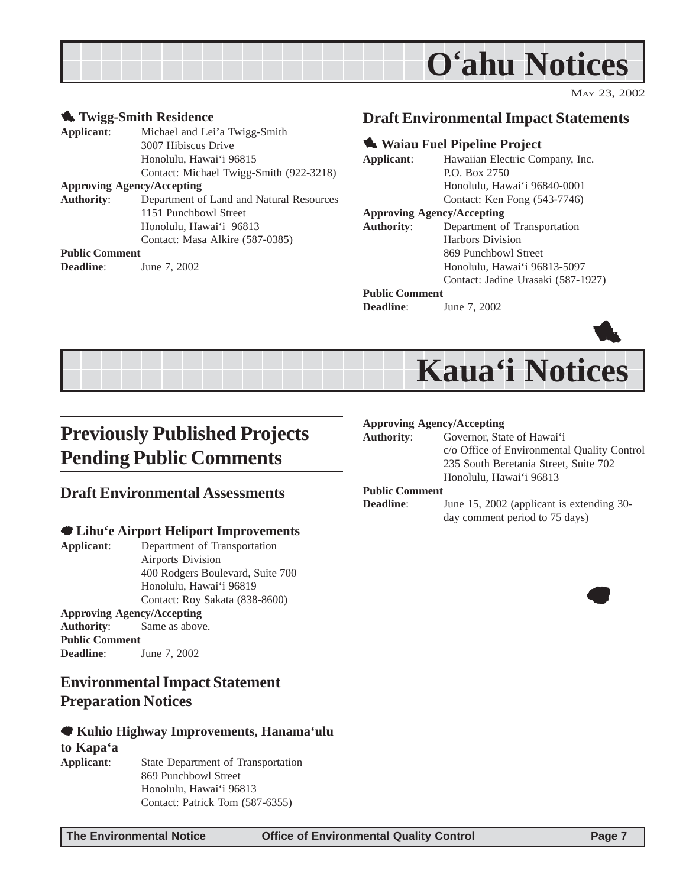# O'ahu Notices

MAY 23, 2002

### Twigg-Smith Residence

**Applicant**: Michael and Lei'a Twigg-Smith
3007 Hibiscus Drive
Honolulu, Hawai'i 96815
Contact: Michael Twigg-Smith (922-3218)

**Approving Agency/Accepting Authority**: Department of Land and Natural Resources
1151 Punchbowl Street
Honolulu, Hawai'i 96813
Contact: Masa Alkire (587-0385)

**Public Comment Deadline**: June 7, 2002

## Draft Environmental Impact Statements

### Waiau Fuel Pipeline Project

**Applicant**: Hawaiian Electric Company, Inc.
P.O. Box 2750
Honolulu, Hawai'i 96840-0001
Contact: Ken Fong (543-7746)

**Approving Agency/Accepting Authority**: Department of Transportation
Harbors Division
869 Punchbowl Street
Honolulu, Hawai'i 96813-5097
Contact: Jadine Urasaki (587-1927)

**Public Comment Deadline**: June 7, 2002

# Kaua'i Notices

# Previously Published Projects Pending Public Comments

## Draft Environmental Assessments

### Lihu'e Airport Heliport Improvements

**Applicant**: Department of Transportation
Airports Division
400 Rodgers Boulevard, Suite 700
Honolulu, Hawai'i 96819
Contact: Roy Sakata (838-8600)

**Approving Agency/Accepting Authority**: Same as above.

**Public Comment Deadline**: June 7, 2002

## Environmental Impact Statement Preparation Notices

### Kuhio Highway Improvements, Hanama'ulu to Kapa'a

**Applicant**: State Department of Transportation
869 Punchbowl Street
Honolulu, Hawai'i 96813
Contact: Patrick Tom (587-6355)

**Approving Agency/Accepting Authority**: Governor, State of Hawai'i
c/o Office of Environmental Quality Control
235 South Beretania Street, Suite 702
Honolulu, Hawai'i 96813

**Public Comment Deadline**: June 15, 2002 (applicant is extending 30-day comment period to 75 days)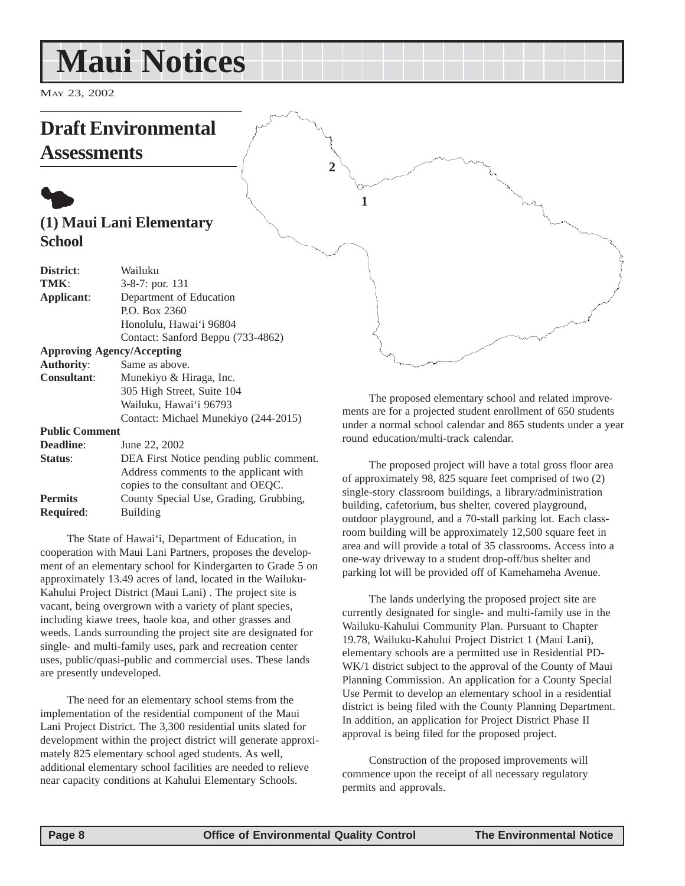# Maui Notices

MAY 23, 2002

## Draft Environmental Assessments

### (1) Maui Lani Elementary School

| | |
|---|---|
| **District**: | Wailuku |
| **TMK**: | 3-8-7: por. 131 |
| **Applicant**: | Department of Education<br>P.O. Box 2360<br>Honolulu, Hawai'i 96804<br>Contact: Sanford Beppu (733-4862) |
| **Approving Agency/Accepting Authority**: | Same as above. |
| **Consultant**: | Munekiyo & Hiraga, Inc.<br>305 High Street, Suite 104<br>Wailuku, Hawai'i 96793<br>Contact: Michael Munekiyo (244-2015) |
| **Public Comment Deadline**: | June 22, 2002 |
| **Status**: | DEA First Notice pending public comment. Address comments to the applicant with copies to the consultant and OEQC. |
| **Permits Required**: | County Special Use, Grading, Grubbing, Building |

The State of Hawai'i, Department of Education, in cooperation with Maui Lani Partners, proposes the development of an elementary school for Kindergarten to Grade 5 on approximately 13.49 acres of land, located in the Wailuku-Kahului Project District (Maui Lani) . The project site is vacant, being overgrown with a variety of plant species, including kiawe trees, haole koa, and other grasses and weeds. Lands surrounding the project site are designated for single- and multi-family uses, park and recreation center uses, public/quasi-public and commercial uses. These lands are presently undeveloped.

The need for an elementary school stems from the implementation of the residential component of the Maui Lani Project District. The 3,300 residential units slated for development within the project district will generate approximately 825 elementary school aged students. As well, additional elementary school facilities are needed to relieve near capacity conditions at Kahului Elementary Schools.

The proposed elementary school and related improvements are for a projected student enrollment of 650 students under a normal school calendar and 865 students under a year round education/multi-track calendar.

The proposed project will have a total gross floor area of approximately 98, 825 square feet comprised of two (2) single-story classroom buildings, a library/administration building, cafetorium, bus shelter, covered playground, outdoor playground, and a 70-stall parking lot. Each classroom building will be approximately 12,500 square feet in area and will provide a total of 35 classrooms. Access into a one-way driveway to a student drop-off/bus shelter and parking lot will be provided off of Kamehameha Avenue.

The lands underlying the proposed project site are currently designated for single- and multi-family use in the Wailuku-Kahului Community Plan. Pursuant to Chapter 19.78, Wailuku-Kahului Project District 1 (Maui Lani), elementary schools are a permitted use in Residential PD-WK/1 district subject to the approval of the County of Maui Planning Commission. An application for a County Special Use Permit to develop an elementary school in a residential district is being filed with the County Planning Department. In addition, an application for Project District Phase II approval is being filed for the proposed project.

Construction of the proposed improvements will commence upon the receipt of all necessary regulatory permits and approvals.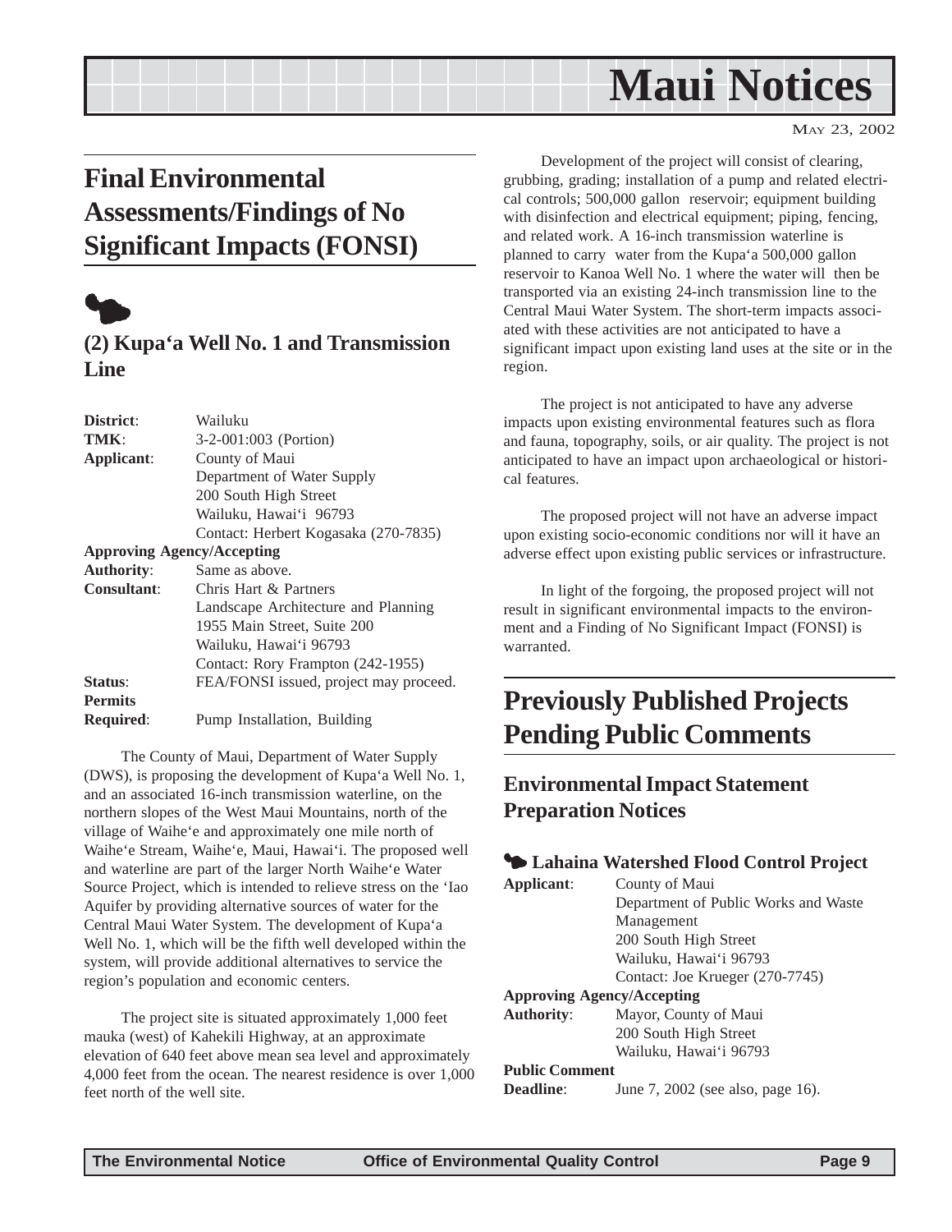# Maui Notices

May 23, 2002

## Final Environmental Assessments/Findings of No Significant Impacts (FONSI)

### (2) Kupa'a Well No. 1 and Transmission Line

| | |
|---|---|
| **District**: | Wailuku |
| **TMK**: | 3-2-001:003 (Portion) |
| **Applicant**: | County of Maui<br>Department of Water Supply<br>200 South High Street<br>Wailuku, Hawai'i 96793<br>Contact: Herbert Kogasaka (270-7835) |
| **Approving Agency/Accepting Authority**: | Same as above. |
| **Consultant**: | Chris Hart & Partners<br>Landscape Architecture and Planning<br>1955 Main Street, Suite 200<br>Wailuku, Hawai'i 96793<br>Contact: Rory Frampton (242-1955) |
| **Status**: | FEA/FONSI issued, project may proceed. |
| **Permits Required**: | Pump Installation, Building |

The County of Maui, Department of Water Supply (DWS), is proposing the development of Kupa'a Well No. 1, and an associated 16-inch transmission waterline, on the northern slopes of the West Maui Mountains, north of the village of Waihe'e and approximately one mile north of Waihe'e Stream, Waihe'e, Maui, Hawai'i. The proposed well and waterline are part of the larger North Waihe'e Water Source Project, which is intended to relieve stress on the 'Iao Aquifer by providing alternative sources of water for the Central Maui Water System. The development of Kupa'a Well No. 1, which will be the fifth well developed within the system, will provide additional alternatives to service the region's population and economic centers.

The project site is situated approximately 1,000 feet mauka (west) of Kahekili Highway, at an approximate elevation of 640 feet above mean sea level and approximately 4,000 feet from the ocean. The nearest residence is over 1,000 feet north of the well site.

Development of the project will consist of clearing, grubbing, grading; installation of a pump and related electrical controls; 500,000 gallon reservoir; equipment building with disinfection and electrical equipment; piping, fencing, and related work. A 16-inch transmission waterline is planned to carry water from the Kupa'a 500,000 gallon reservoir to Kanoa Well No. 1 where the water will then be transported via an existing 24-inch transmission line to the Central Maui Water System. The short-term impacts associated with these activities are not anticipated to have a significant impact upon existing land uses at the site or in the region.

The project is not anticipated to have any adverse impacts upon existing environmental features such as flora and fauna, topography, soils, or air quality. The project is not anticipated to have an impact upon archaeological or historical features.

The proposed project will not have an adverse impact upon existing socio-economic conditions nor will it have an adverse effect upon existing public services or infrastructure.

In light of the forgoing, the proposed project will not result in significant environmental impacts to the environment and a Finding of No Significant Impact (FONSI) is warranted.

## Previously Published Projects Pending Public Comments

### Environmental Impact Statement Preparation Notices

#### Lahaina Watershed Flood Control Project

| | |
|---|---|
| **Applicant**: | County of Maui<br>Department of Public Works and Waste Management<br>200 South High Street<br>Wailuku, Hawai'i 96793<br>Contact: Joe Krueger (270-7745) |
| **Approving Agency/Accepting Authority**: | Mayor, County of Maui<br>200 South High Street<br>Wailuku, Hawai'i 96793 |
| **Public Comment Deadline**: | June 7, 2002 (see also, page 16). |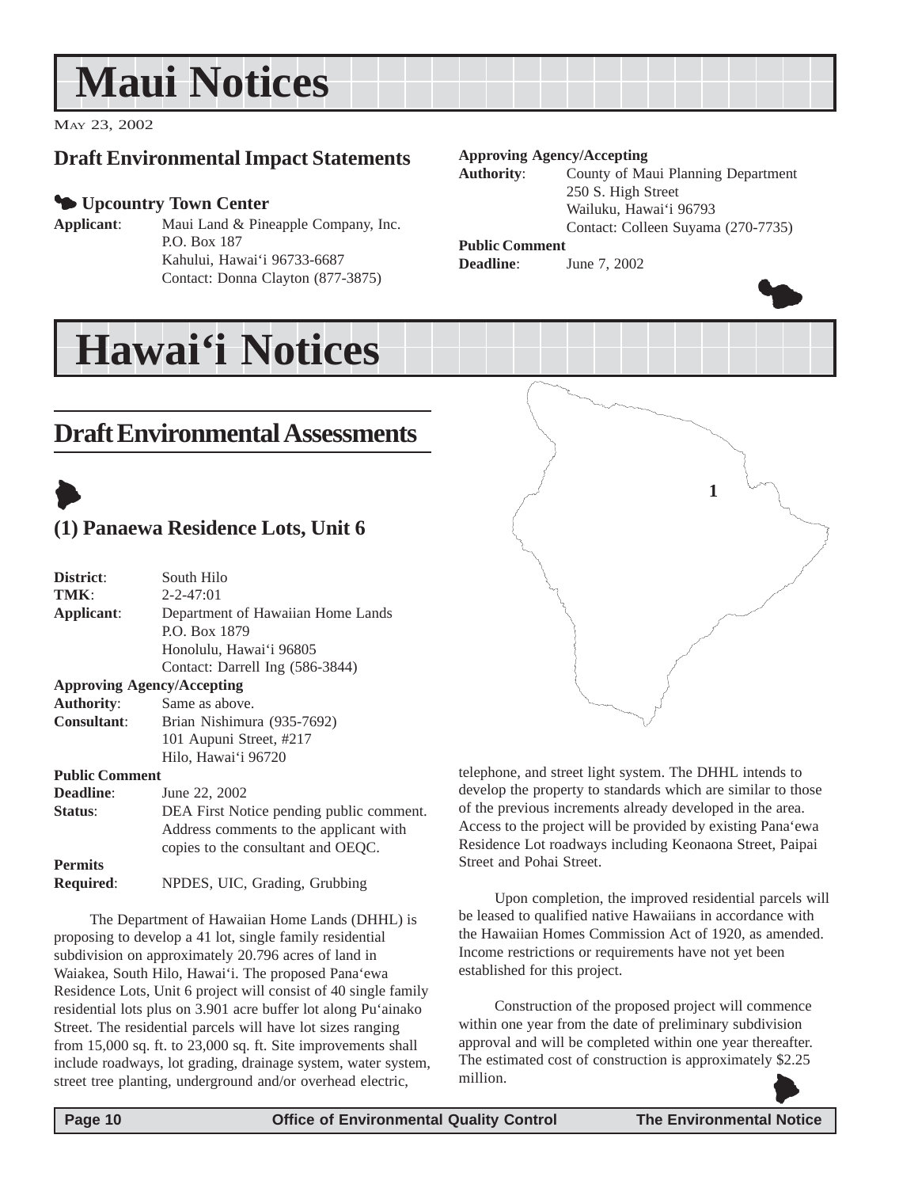# Maui Notices

May 23, 2002

## Draft Environmental Impact Statements

### Upcountry Town Center

**Applicant**: Maui Land & Pineapple Company, Inc.
P.O. Box 187
Kahului, Hawai'i 96733-6687
Contact: Donna Clayton (877-3875)

**Approving Agency/Accepting Authority**: County of Maui Planning Department
250 S. High Street
Wailuku, Hawai'i 96793
Contact: Colleen Suyama (270-7735)

**Public Comment Deadline**: June 7, 2002

# Hawai'i Notices

## Draft Environmental Assessments

### (1) Panaewa Residence Lots, Unit 6

**District**: South Hilo
**TMK**: 2-2-47:01
**Applicant**: Department of Hawaiian Home Lands
P.O. Box 1879
Honolulu, Hawai'i 96805
Contact: Darrell Ing (586-3844)

**Approving Agency/Accepting Authority**: Same as above.

**Consultant**: Brian Nishimura (935-7692)
101 Aupuni Street, #217
Hilo, Hawai'i 96720

**Public Comment Deadline**: June 22, 2002

**Status**: DEA First Notice pending public comment. Address comments to the applicant with copies to the consultant and OEQC.

**Permits Required**: NPDES, UIC, Grading, Grubbing

The Department of Hawaiian Home Lands (DHHL) is proposing to develop a 41 lot, single family residential subdivision on approximately 20.796 acres of land in Waiakea, South Hilo, Hawai'i. The proposed Pana'ewa Residence Lots, Unit 6 project will consist of 40 single family residential lots plus on 3.901 acre buffer lot along Pu'ainako Street. The residential parcels will have lot sizes ranging from 15,000 sq. ft. to 23,000 sq. ft. Site improvements shall include roadways, lot grading, drainage system, water system, street tree planting, underground and/or overhead electric, telephone, and street light system. The DHHL intends to develop the property to standards which are similar to those of the previous increments already developed in the area. Access to the project will be provided by existing Pana'ewa Residence Lot roadways including Keonaona Street, Paipai Street and Pohai Street.

Upon completion, the improved residential parcels will be leased to qualified native Hawaiians in accordance with the Hawaiian Homes Commission Act of 1920, as amended. Income restrictions or requirements have not yet been established for this project.

Construction of the proposed project will commence within one year from the date of preliminary subdivision approval and will be completed within one year thereafter. The estimated cost of construction is approximately $2.25 million.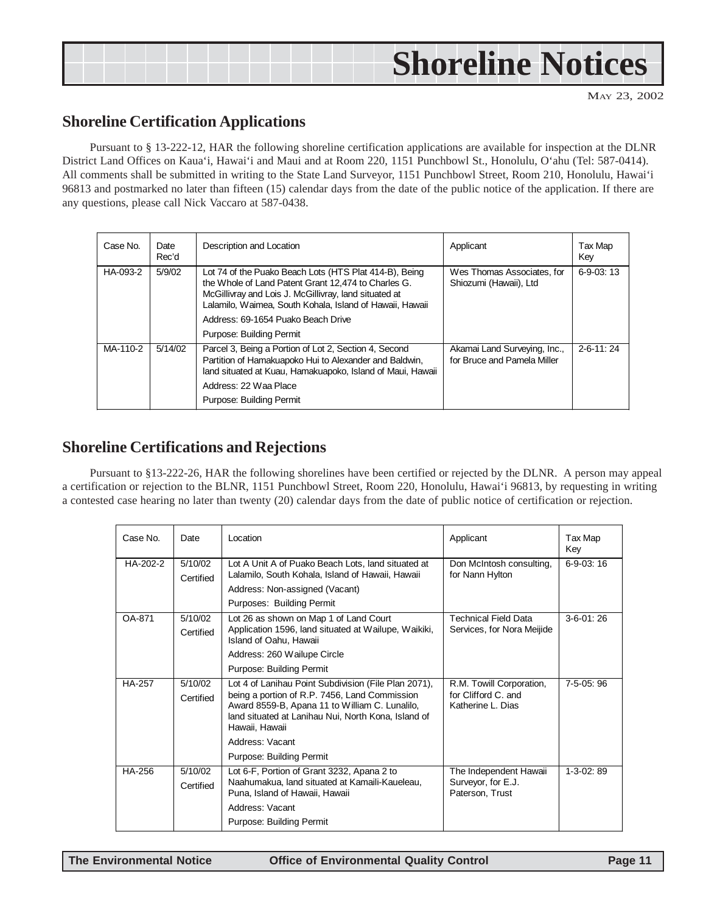# Shoreline Notices

May 23, 2002

## Shoreline Certification Applications

Pursuant to § 13-222-12, HAR the following shoreline certification applications are available for inspection at the DLNR District Land Offices on Kaua'i, Hawai'i and Maui and at Room 220, 1151 Punchbowl St., Honolulu, O'ahu (Tel: 587-0414). All comments shall be submitted in writing to the State Land Surveyor, 1151 Punchbowl Street, Room 210, Honolulu, Hawai'i 96813 and postmarked no later than fifteen (15) calendar days from the date of the public notice of the application. If there are any questions, please call Nick Vaccaro at 587-0438.

| Case No. | Date Rec'd | Description and Location | Applicant | Tax Map Key |
|---|---|---|---|---|
| HA-093-2 | 5/9/02 | Lot 74 of the Puako Beach Lots (HTS Plat 414-B), Being the Whole of Land Patent Grant 12,474 to Charles G. McGillivray and Lois J. McGillivray, land situated at Lalamilo, Waimea, South Kohala, Island of Hawaii, Hawaii<br>Address: 69-1654 Puako Beach Drive<br>Purpose: Building Permit | Wes Thomas Associates, for Shiozumi (Hawaii), Ltd | 6-9-03: 13 |
| MA-110-2 | 5/14/02 | Parcel 3, Being a Portion of Lot 2, Section 4, Second Partition of Hamakuapoko Hui to Alexander and Baldwin, land situated at Kuau, Hamakuapoko, Island of Maui, Hawaii<br>Address: 22 Waa Place<br>Purpose: Building Permit | Akamai Land Surveying, Inc., for Bruce and Pamela Miller | 2-6-11: 24 |

## Shoreline Certifications and Rejections

Pursuant to §13-222-26, HAR the following shorelines have been certified or rejected by the DLNR. A person may appeal a certification or rejection to the BLNR, 1151 Punchbowl Street, Room 220, Honolulu, Hawai'i 96813, by requesting in writing a contested case hearing no later than twenty (20) calendar days from the date of public notice of certification or rejection.

| Case No. | Date | Location | Applicant | Tax Map Key |
|---|---|---|---|---|
| HA-202-2 | 5/10/02<br>Certified | Lot A Unit A of Puako Beach Lots, land situated at Lalamilo, South Kohala, Island of Hawaii, Hawaii<br>Address: Non-assigned (Vacant)<br>Purposes: Building Permit | Don McIntosh consulting, for Nann Hylton | 6-9-03: 16 |
| OA-871 | 5/10/02<br>Certified | Lot 26 as shown on Map 1 of Land Court Application 1596, land situated at Wailupe, Waikiki, Island of Oahu, Hawaii<br>Address: 260 Wailupe Circle<br>Purpose: Building Permit | Technical Field Data Services, for Nora Meijide | 3-6-01: 26 |
| HA-257 | 5/10/02<br>Certified | Lot 4 of Lanihau Point Subdivision (File Plan 2071), being a portion of R.P. 7456, Land Commission Award 8559-B, Apana 11 to William C. Lunalilo, land situated at Lanihau Nui, North Kona, Island of Hawaii, Hawaii<br>Address: Vacant<br>Purpose: Building Permit | R.M. Towill Corporation, for Clifford C. and Katherine L. Dias | 7-5-05: 96 |
| HA-256 | 5/10/02<br>Certified | Lot 6-F, Portion of Grant 3232, Apana 2 to Naahumakua, land situated at Kamaili-Kaueleau, Puna, Island of Hawaii, Hawaii<br>Address: Vacant<br>Purpose: Building Permit | The Independent Hawaii Surveyor, for E.J. Paterson, Trust | 1-3-02: 89 |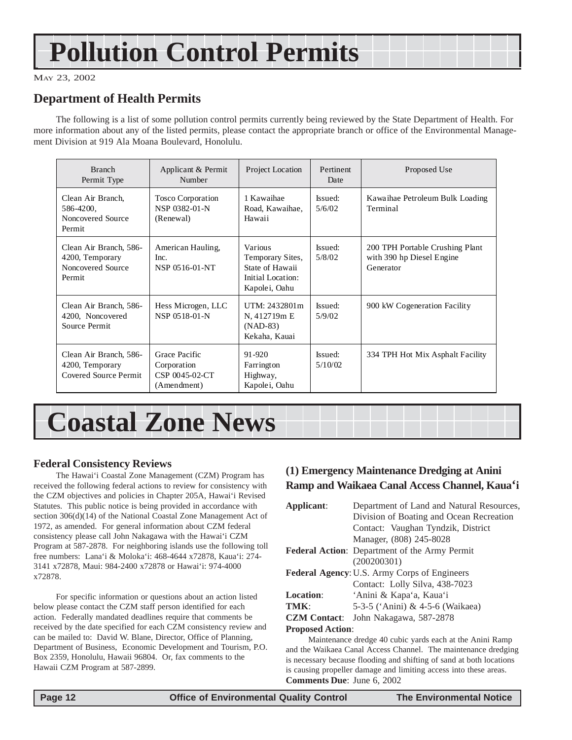# Pollution Control Permits

May 23, 2002

## Department of Health Permits

The following is a list of some pollution control permits currently being reviewed by the State Department of Health. For more information about any of the listed permits, please contact the appropriate branch or office of the Environmental Management Division at 919 Ala Moana Boulevard, Honolulu.

| Branch Permit Type | Applicant & Permit Number | Project Location | Pertinent Date | Proposed Use |
|---|---|---|---|---|
| Clean Air Branch, 586-4200, Noncovered Source Permit | Tosco Corporation NSP 0382-01-N (Renewal) | 1 Kawaihae Road, Kawaihae, Hawaii | Issued: 5/6/02 | Kawaihae Petroleum Bulk Loading Terminal |
| Clean Air Branch, 586-4200, Temporary Noncovered Source Permit | American Hauling, Inc. NSP 0516-01-NT | Various Temporary Sites, State of Hawaii Initial Location: Kapolei, Oahu | Issued: 5/8/02 | 200 TPH Portable Crushing Plant with 390 hp Diesel Engine Generator |
| Clean Air Branch, 586-4200, Noncovered Source Permit | Hess Microgen, LLC NSP 0518-01-N | UTM: 2432801m N, 412719m E (NAD-83) Kekaha, Kauai | Issued: 5/9/02 | 900 kW Cogeneration Facility |
| Clean Air Branch, 586-4200, Temporary Covered Source Permit | Grace Pacific Corporation CSP 0045-02-CT (Amendment) | 91-920 Farrington Highway, Kapolei, Oahu | Issued: 5/10/02 | 334 TPH Hot Mix Asphalt Facility |

# Coastal Zone News

### Federal Consistency Reviews

The Hawai‘i Coastal Zone Management (CZM) Program has received the following federal actions to review for consistency with the CZM objectives and policies in Chapter 205A, Hawai‘i Revised Statutes. This public notice is being provided in accordance with section 306(d)(14) of the National Coastal Zone Management Act of 1972, as amended. For general information about CZM federal consistency please call John Nakagawa with the Hawai‘i CZM Program at 587-2878. For neighboring islands use the following toll free numbers: Lana‘i & Moloka‘i: 468-4644 x72878, Kaua‘i: 274-3141 x72878, Maui: 984-2400 x72878 or Hawai‘i: 974-4000 x72878.

For specific information or questions about an action listed below please contact the CZM staff person identified for each action. Federally mandated deadlines require that comments be received by the date specified for each CZM consistency review and can be mailed to: David W. Blane, Director, Office of Planning, Department of Business, Economic Development and Tourism, P.O. Box 2359, Honolulu, Hawaii 96804. Or, fax comments to the Hawaii CZM Program at 587-2899.

### (1) Emergency Maintenance Dredging at Anini Ramp and Waikaea Canal Access Channel, Kaua‘i

**Applicant**: Department of Land and Natural Resources, Division of Boating and Ocean Recreation
Contact: Vaughan Tyndzik, District Manager, (808) 245-8028

**Federal Action**: Department of the Army Permit (200200301)

**Federal Agency**: U.S. Army Corps of Engineers
Contact: Lolly Silva, 438-7023

**Location**: ‘Anini & Kapa‘a, Kaua‘i

**TMK**: 5-3-5 (‘Anini) & 4-5-6 (Waikaea)

**CZM Contact**: John Nakagawa, 587-2878

**Proposed Action**:

Maintenance dredge 40 cubic yards each at the Anini Ramp and the Waikaea Canal Access Channel. The maintenance dredging is necessary because flooding and shifting of sand at both locations is causing propeller damage and limiting access into these areas.

**Comments Due**: June 6, 2002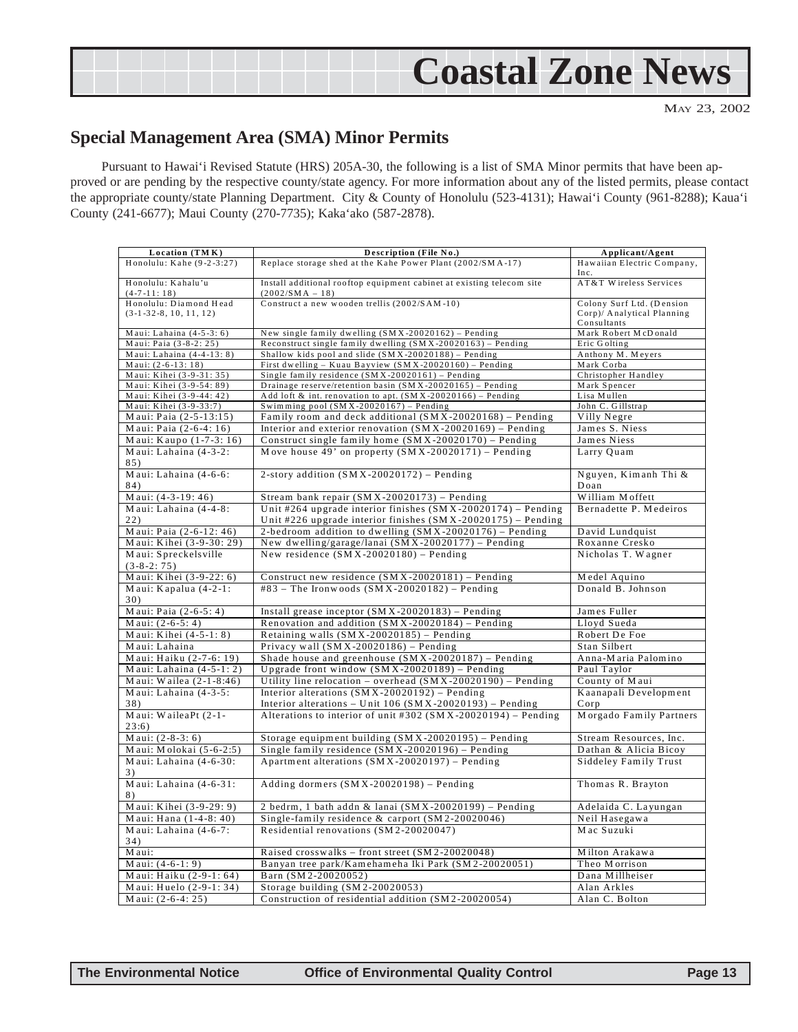## Special Management Area (SMA) Minor Permits

Pursuant to Hawai‘i Revised Statute (HRS) 205A-30, the following is a list of SMA Minor permits that have been approved or are pending by the respective county/state agency. For more information about any of the listed permits, please contact the appropriate county/state Planning Department. City & County of Honolulu (523-4131); Hawai‘i County (961-8288); Kaua‘i County (241-6677); Maui County (270-7735); Kaka‘ako (587-2878).

| Location (TMK) | Description (File No.) | Applicant/Agent |
|---|---|---|
| Honolulu: Kahe (9-2-3:27) | Replace storage shed at the Kahe Power Plant (2002/SMA-17) | Hawaiian Electric Company, Inc. |
| Honolulu: Kahalu'u (4-7-11: 18) | Install additional rooftop equipment cabinet at existing telecom site (2002/SMA – 18) | AT&T Wireless Services |
| Honolulu: Diamond Head (3-1-32-8, 10, 11, 12) | Construct a new wooden trellis (2002/SAM-10) | Colony Surf Ltd. (Dension Corp)/ Analytical Planning Consultants |
| Maui: Lahaina (4-5-3: 6) | New single family dwelling (SMX-20020162) – Pending | Mark Robert McDonald |
| Maui: Paia (3-8-2: 25) | Reconstruct single family dwelling (SMX-20020163) – Pending | Eric Golting |
| Maui: Lahaina (4-4-13: 8) | Shallow kids pool and slide (SMX-20020188) – Pending | Anthony M. Meyers |
| Maui: (2-6-13: 18) | First dwelling – Kuau Bayview (SMX-20020160) – Pending | Mark Corba |
| Maui: Kihei (3-9-31: 35) | Single family residence (SMX-20020161) – Pending | Christopher Handley |
| Maui: Kihei (3-9-54: 89) | Drainage reserve/retention basin (SMX-20020165) – Pending | Mark Spencer |
| Maui: Kihei (3-9-44: 42) | Add loft & int. renovation to apt. (SMX-20020166) – Pending | Lisa Mullen |
| Maui: Kihei (3-9-33:7) | Swimming pool (SMX-20020167) – Pending | John C. Gillstrap |
| Maui: Paia (2-5-13:15) | Family room and deck additional (SMX-20020168) – Pending | Villy Negre |
| Maui: Paia (2-6-4: 16) | Interior and exterior renovation (SMX-20020169) – Pending | James S. Niess |
| Maui: Kaupo (1-7-3: 16) | Construct single family home (SMX-20020170) – Pending | James Niess |
| Maui: Lahaina (4-3-2: 85) | Move house 49' on property (SMX-20020171) – Pending | Larry Quam |
| Maui: Lahaina (4-6-6: 84) | 2-story addition (SMX-20020172) – Pending | Nguyen, Kimanh Thi & Doan |
| Maui: (4-3-19: 46) | Stream bank repair (SMX-20020173) – Pending | William Moffett |
| Maui: Lahaina (4-4-8: 22) | Unit #264 upgrade interior finishes (SMX-20020174) – Pending<br>Unit #226 upgrade interior finishes (SMX-20020175) – Pending | Bernadette P. Medeiros |
| Maui: Paia (2-6-12: 46) | 2-bedroom addition to dwelling (SMX-20020176) – Pending | David Lundquist |
| Maui: Kihei (3-9-30: 29) | New dwelling/garage/lanai (SMX-20020177) – Pending | Roxanne Cresko |
| Maui: Spreckelsville (3-8-2: 75) | New residence (SMX-20020180) – Pending | Nicholas T. Wagner |
| Maui: Kihei (3-9-22: 6) | Construct new residence (SMX-20020181) – Pending | Medel Aquino |
| Maui: Kapalua (4-2-1: 30) | #83 – The Ironwoods (SMX-20020182) – Pending | Donald B. Johnson |
| Maui: Paia (2-6-5: 4) | Install grease inceptor (SMX-20020183) – Pending | James Fuller |
| Maui: (2-6-5: 4) | Renovation and addition (SMX-20020184) – Pending | Lloyd Sueda |
| Maui: Kihei (4-5-1: 8) | Retaining walls (SMX-20020185) – Pending | Robert De Foe |
| Maui: Lahaina | Privacy wall (SMX-20020186) – Pending | Stan Silbert |
| Maui: Haiku (2-7-6: 19) | Shade house and greenhouse (SMX-20020187) – Pending | Anna-Maria Palomino |
| Maui: Lahaina (4-5-1: 2) | Upgrade front window (SMX-20020189) – Pending | Paul Taylor |
| Maui: Wailea (2-1-8:46) | Utility line relocation – overhead (SMX-20020190) – Pending | County of Maui |
| Maui: Lahaina (4-3-5: 38) | Interior alterations (SMX-20020192) – Pending<br>Interior alterations – Unit 106 (SMX-20020193) – Pending | Kaanapali Development Corp |
| Maui: WaileaPt (2-1-23:6) | Alterations to interior of unit #302 (SMX-20020194) – Pending | Morgado Family Partners |
| Maui: (2-8-3: 6) | Storage equipment building (SMX-20020195) – Pending | Stream Resources, Inc. |
| Maui: Molokai (5-6-2:5) | Single family residence (SMX-20020196) – Pending | Dathan & Alicia Bicoy |
| Maui: Lahaina (4-6-30: 3) | Apartment alterations (SMX-20020197) – Pending | Siddeley Family Trust |
| Maui: Lahaina (4-6-31: 8) | Adding dormers (SMX-20020198) – Pending | Thomas R. Brayton |
| Maui: Kihei (3-9-29: 9) | 2 bedrm, 1 bath addn & lanai (SMX-20020199) – Pending | Adelaida C. Layungan |
| Maui: Hana (1-4-8: 40) | Single-family residence & carport (SM2-20020046) | Neil Hasegawa |
| Maui: Lahaina (4-6-7: 34) | Residential renovations (SM2-20020047) | Mac Suzuki |
| Maui: | Raised crosswalks – front street (SM2-20020048) | Milton Arakawa |
| Maui: (4-6-1: 9) | Banyan tree park/Kamehameha Iki Park (SM2-20020051) | Theo Morrison |
| Maui: Haiku (2-9-1: 64) | Barn (SM2-20020052) | Dana Millheiser |
| Maui: Huelo (2-9-1: 34) | Storage building (SM2-20020053) | Alan Arkles |
| Maui: (2-6-4: 25) | Construction of residential addition (SM2-20020054) | Alan C. Bolton |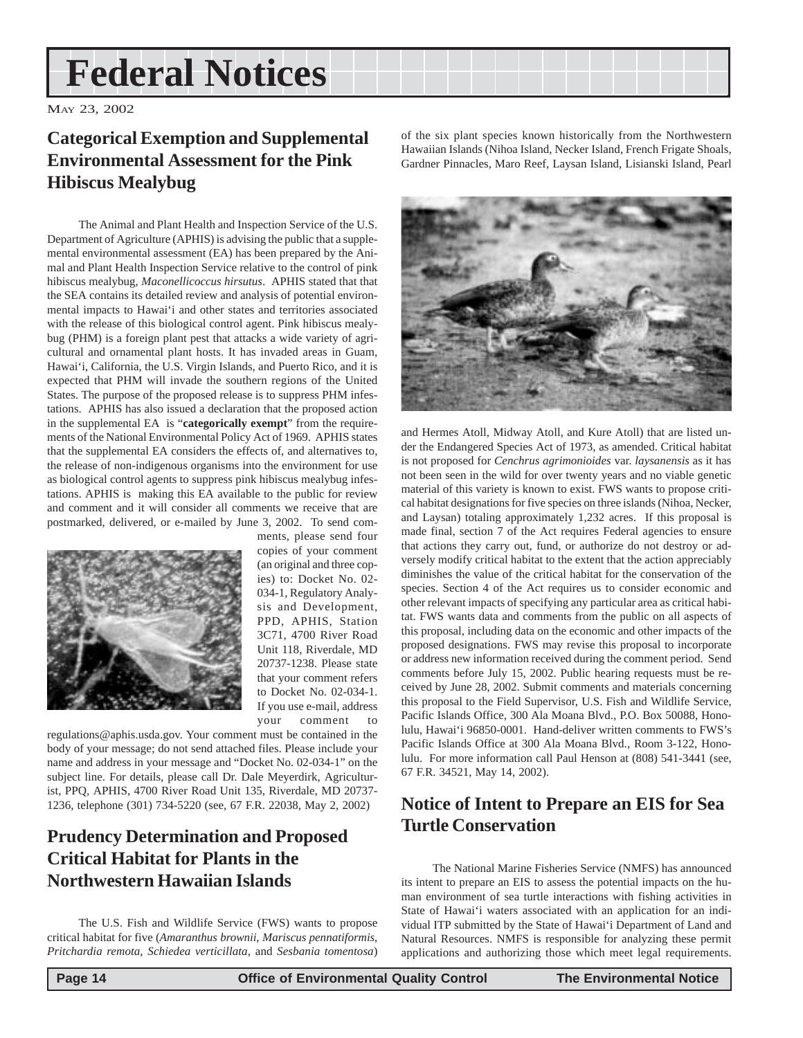# Federal Notices

May 23, 2002

## Categorical Exemption and Supplemental Environmental Assessment for the Pink Hibiscus Mealybug

The Animal and Plant Health and Inspection Service of the U.S. Department of Agriculture (APHIS) is advising the public that a supplemental environmental assessment (EA) has been prepared by the Animal and Plant Health Inspection Service relative to the control of pink hibiscus mealybug, *Maconellicoccus hirsutus*. APHIS stated that that the SEA contains its detailed review and analysis of potential environmental impacts to Hawai'i and other states and territories associated with the release of this biological control agent. Pink hibiscus mealybug (PHM) is a foreign plant pest that attacks a wide variety of agricultural and ornamental plant hosts. It has invaded areas in Guam, Hawai'i, California, the U.S. Virgin Islands, and Puerto Rico, and it is expected that PHM will invade the southern regions of the United States. The purpose of the proposed release is to suppress PHM infestations. APHIS has also issued a declaration that the proposed action in the supplemental EA is "**categorically exempt**" from the requirements of the National Environmental Policy Act of 1969. APHIS states that the supplemental EA considers the effects of, and alternatives to, the release of non-indigenous organisms into the environment for use as biological control agents to suppress pink hibiscus mealybug infestations. APHIS is making this EA available to the public for review and comment and it will consider all comments we receive that are postmarked, delivered, or e-mailed by June 3, 2002. To send comments, please send four copies of your comment (an original and three copies) to: Docket No. 02-034-1, Regulatory Analysis and Development, PPD, APHIS, Station 3C71, 4700 River Road Unit 118, Riverdale, MD 20737-1238. Please state that your comment refers to Docket No. 02-034-1. If you use e-mail, address your comment to regulations@aphis.usda.gov. Your comment must be contained in the body of your message; do not send attached files. Please include your name and address in your message and "Docket No. 02-034-1" on the subject line. For details, please call Dr. Dale Meyerdirk, Agriculturist, PPQ, APHIS, 4700 River Road Unit 135, Riverdale, MD 20737-1236, telephone (301) 734-5220 (see, 67 F.R. 22038, May 2, 2002)

## Prudency Determination and Proposed Critical Habitat for Plants in the Northwestern Hawaiian Islands

The U.S. Fish and Wildlife Service (FWS) wants to propose critical habitat for five (*Amaranthus brownii*, *Mariscus pennatiformis*, *Pritchardia remota*, *Schiedea verticillata*, and *Sesbania tomentosa*) of the six plant species known historically from the Northwestern Hawaiian Islands (Nihoa Island, Necker Island, French Frigate Shoals, Gardner Pinnacles, Maro Reef, Laysan Island, Lisianski Island, Pearl and Hermes Atoll, Midway Atoll, and Kure Atoll) that are listed under the Endangered Species Act of 1973, as amended. Critical habitat is not proposed for *Cenchrus agrimonioides* var. *laysanensis* as it has not been seen in the wild for over twenty years and no viable genetic material of this variety is known to exist. FWS wants to propose critical habitat designations for five species on three islands (Nihoa, Necker, and Laysan) totaling approximately 1,232 acres. If this proposal is made final, section 7 of the Act requires Federal agencies to ensure that actions they carry out, fund, or authorize do not destroy or adversely modify critical habitat to the extent that the action appreciably diminishes the value of the critical habitat for the conservation of the species. Section 4 of the Act requires us to consider economic and other relevant impacts of specifying any particular area as critical habitat. FWS wants data and comments from the public on all aspects of this proposal, including data on the economic and other impacts of the proposed designations. FWS may revise this proposal to incorporate or address new information received during the comment period. Send comments before July 15, 2002. Public hearing requests must be received by June 28, 2002. Submit comments and materials concerning this proposal to the Field Supervisor, U.S. Fish and Wildlife Service, Pacific Islands Office, 300 Ala Moana Blvd., P.O. Box 50088, Honolulu, Hawai'i 96850-0001. Hand-deliver written comments to FWS's Pacific Islands Office at 300 Ala Moana Blvd., Room 3-122, Honolulu. For more information call Paul Henson at (808) 541-3441 (see, 67 F.R. 34521, May 14, 2002).

## Notice of Intent to Prepare an EIS for Sea Turtle Conservation

The National Marine Fisheries Service (NMFS) has announced its intent to prepare an EIS to assess the potential impacts on the human environment of sea turtle interactions with fishing activities in State of Hawai'i waters associated with an application for an individual ITP submitted by the State of Hawai'i Department of Land and Natural Resources. NMFS is responsible for analyzing these permit applications and authorizing those which meet legal requirements.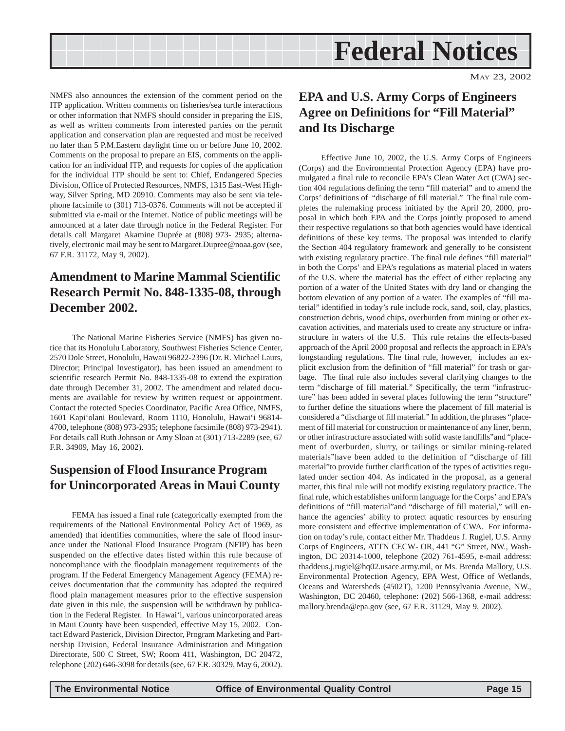NMFS also announces the extension of the comment period on the ITP application. Written comments on fisheries/sea turtle interactions or other information that NMFS should consider in preparing the EIS, as well as written comments from interested parties on the permit application and conservation plan are requested and must be received no later than 5 P.M.Eastern daylight time on or before June 10, 2002. Comments on the proposal to prepare an EIS, comments on the application for an individual ITP, and requests for copies of the application for the individual ITP should be sent to: Chief, Endangered Species Division, Office of Protected Resources, NMFS, 1315 East-West Highway, Silver Spring, MD 20910. Comments may also be sent via telephone facsimile to (301) 713-0376. Comments will not be accepted if submitted via e-mail or the Internet. Notice of public meetings will be announced at a later date through notice in the Federal Register. For details call Margaret Akamine Duprée at (808) 973- 2935; alternatively, electronic mail may be sent to Margaret.Dupree@noaa.gov (see, 67 F.R. 31172, May 9, 2002).

## Amendment to Marine Mammal Scientific Research Permit No. 848-1335-08, through December 2002.

The National Marine Fisheries Service (NMFS) has given notice that its Honolulu Laboratory, Southwest Fisheries Science Center, 2570 Dole Street, Honolulu, Hawaii 96822-2396 (Dr. R. Michael Laurs, Director; Principal Investigator), has been issued an amendment to scientific research Permit No. 848-1335-08 to extend the expiration date through December 31, 2002. The amendment and related documents are available for review by written request or appointment. Contact the rotected Species Coordinator, Pacific Area Office, NMFS, 1601 Kapi'olani Boulevard, Room 1110, Honolulu, Hawai'i 96814-4700, telephone (808) 973-2935; telephone facsimile (808) 973-2941). For details call Ruth Johnson or Amy Sloan at (301) 713-2289 (see, 67 F.R. 34909, May 16, 2002).

## Suspension of Flood Insurance Program for Unincorporated Areas in Maui County

FEMA has issued a final rule (categorically exempted from the requirements of the National Environmental Policy Act of 1969, as amended) that identifies communities, where the sale of flood insurance under the National Flood Insurance Program (NFIP) has been suspended on the effective dates listed within this rule because of noncompliance with the floodplain management requirements of the program. If the Federal Emergency Management Agency (FEMA) receives documentation that the community has adopted the required flood plain management measures prior to the effective suspension date given in this rule, the suspension will be withdrawn by publication in the Federal Register. In Hawai'i, various unincorporated areas in Maui County have been suspended, effective May 15, 2002. Contact Edward Pasterick, Division Director, Program Marketing and Partnership Division, Federal Insurance Administration and Mitigation Directorate, 500 C Street, SW; Room 411, Washington, DC 20472, telephone (202) 646-3098 for details (see, 67 F.R. 30329, May 6, 2002).

## EPA and U.S. Army Corps of Engineers Agree on Definitions for "Fill Material" and Its Discharge

Effective June 10, 2002, the U.S. Army Corps of Engineers (Corps) and the Environmental Protection Agency (EPA) have promulgated a final rule to reconcile EPA's Clean Water Act (CWA) section 404 regulations defining the term "fill material" and to amend the Corps' definitions of "discharge of fill material." The final rule completes the rulemaking process initiated by the April 20, 2000, proposal in which both EPA and the Corps jointly proposed to amend their respective regulations so that both agencies would have identical definitions of these key terms. The proposal was intended to clarify the Section 404 regulatory framework and generally to be consistent with existing regulatory practice. The final rule defines "fill material" in both the Corps' and EPA's regulations as material placed in waters of the U.S. where the material has the effect of either replacing any portion of a water of the United States with dry land or changing the bottom elevation of any portion of a water. The examples of "fill material" identified in today's rule include rock, sand, soil, clay, plastics, construction debris, wood chips, overburden from mining or other excavation activities, and materials used to create any structure or infrastructure in waters of the U.S. This rule retains the effects-based approach of the April 2000 proposal and reflects the approach in EPA's longstanding regulations. The final rule, however, includes an explicit exclusion from the definition of "fill material" for trash or garbage. The final rule also includes several clarifying changes to the term "discharge of fill material." Specifically, the term "infrastructure" has been added in several places following the term "structure" to further define the situations where the placement of fill material is considered a "discharge of fill material." In addition, the phrases "placement of fill material for construction or maintenance of any liner, berm, or other infrastructure associated with solid waste landfills" and "placement of overburden, slurry, or tailings or similar mining-related materials" have been added to the definition of "discharge of fill material" to provide further clarification of the types of activities regulated under section 404. As indicated in the proposal, as a general matter, this final rule will not modify existing regulatory practice. The final rule, which establishes uniform language for the Corps' and EPA's definitions of "fill material" and "discharge of fill material," will enhance the agencies' ability to protect aquatic resources by ensuring more consistent and effective implementation of CWA. For information on today's rule, contact either Mr. Thaddeus J. Rugiel, U.S. Army Corps of Engineers, ATTN CECW- OR, 441 "G" Street, NW., Washington, DC 20314-1000, telephone (202) 761-4595, e-mail address: thaddeus.j.rugiel@hq02.usace.army.mil, or Ms. Brenda Mallory, U.S. Environmental Protection Agency, EPA West, Office of Wetlands, Oceans and Watersheds (4502T), 1200 Pennsylvania Avenue, NW., Washington, DC 20460, telephone: (202) 566-1368, e-mail address: mallory.brenda@epa.gov (see, 67 F.R. 31129, May 9, 2002).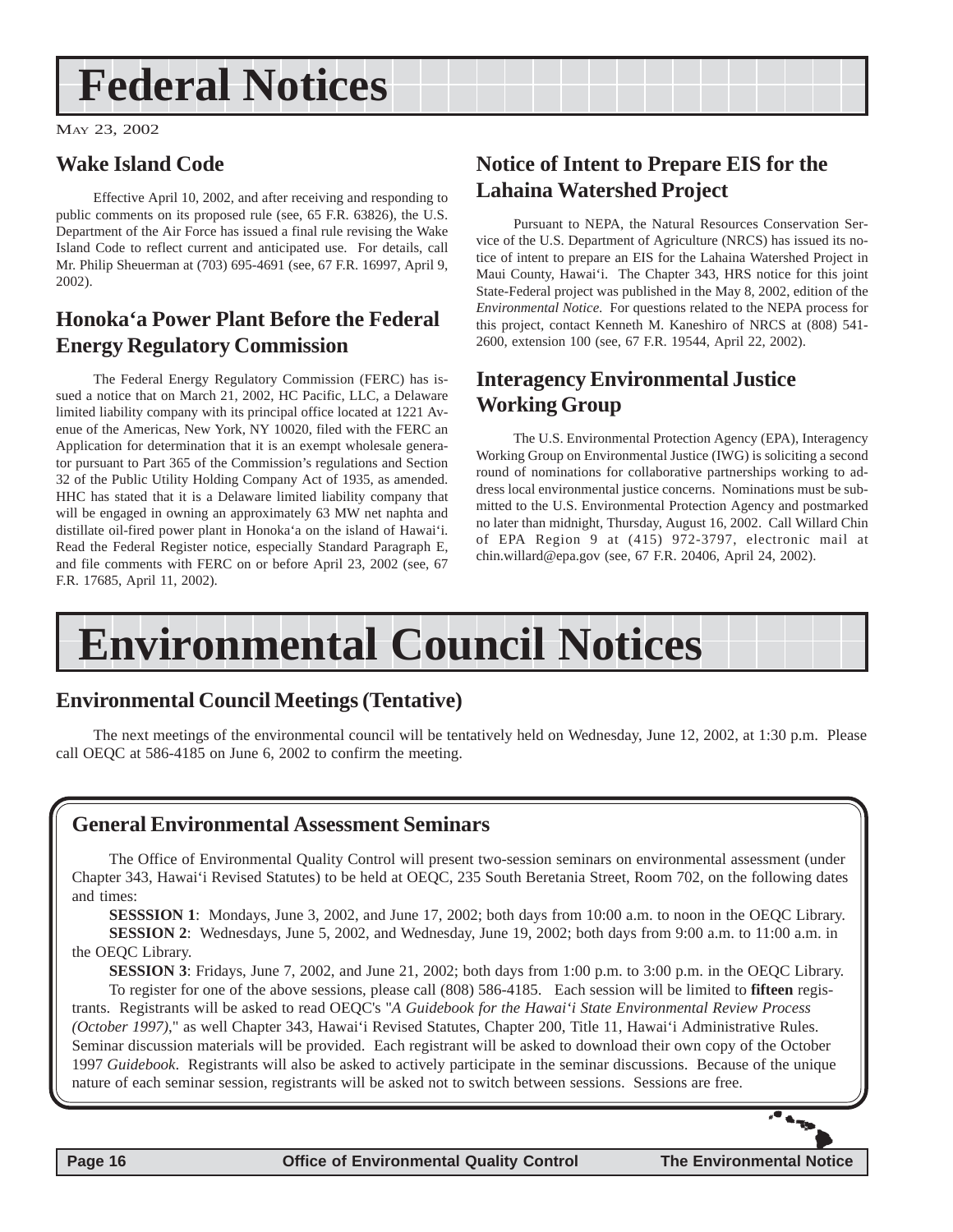# Federal Notices

MAY 23, 2002

## Wake Island Code

Effective April 10, 2002, and after receiving and responding to public comments on its proposed rule (see, 65 F.R. 63826), the U.S. Department of the Air Force has issued a final rule revising the Wake Island Code to reflect current and anticipated use. For details, call Mr. Philip Sheuerman at (703) 695-4691 (see, 67 F.R. 16997, April 9, 2002).

## Honoka'a Power Plant Before the Federal Energy Regulatory Commission

The Federal Energy Regulatory Commission (FERC) has issued a notice that on March 21, 2002, HC Pacific, LLC, a Delaware limited liability company with its principal office located at 1221 Avenue of the Americas, New York, NY 10020, filed with the FERC an Application for determination that it is an exempt wholesale generator pursuant to Part 365 of the Commission's regulations and Section 32 of the Public Utility Holding Company Act of 1935, as amended. HHC has stated that it is a Delaware limited liability company that will be engaged in owning an approximately 63 MW net naphta and distillate oil-fired power plant in Honoka'a on the island of Hawai'i. Read the Federal Register notice, especially Standard Paragraph E, and file comments with FERC on or before April 23, 2002 (see, 67 F.R. 17685, April 11, 2002).

## Notice of Intent to Prepare EIS for the Lahaina Watershed Project

Pursuant to NEPA, the Natural Resources Conservation Service of the U.S. Department of Agriculture (NRCS) has issued its notice of intent to prepare an EIS for the Lahaina Watershed Project in Maui County, Hawai'i. The Chapter 343, HRS notice for this joint State-Federal project was published in the May 8, 2002, edition of the *Environmental Notice*. For questions related to the NEPA process for this project, contact Kenneth M. Kaneshiro of NRCS at (808) 541-2600, extension 100 (see, 67 F.R. 19544, April 22, 2002).

## Interagency Environmental Justice Working Group

The U.S. Environmental Protection Agency (EPA), Interagency Working Group on Environmental Justice (IWG) is soliciting a second round of nominations for collaborative partnerships working to address local environmental justice concerns. Nominations must be submitted to the U.S. Environmental Protection Agency and postmarked no later than midnight, Thursday, August 16, 2002. Call Willard Chin of EPA Region 9 at (415) 972-3797, electronic mail at chin.willard@epa.gov (see, 67 F.R. 20406, April 24, 2002).

# Environmental Council Notices

## Environmental Council Meetings (Tentative)

The next meetings of the environmental council will be tentatively held on Wednesday, June 12, 2002, at 1:30 p.m. Please call OEQC at 586-4185 on June 6, 2002 to confirm the meeting.

## General Environmental Assessment Seminars

The Office of Environmental Quality Control will present two-session seminars on environmental assessment (under Chapter 343, Hawai'i Revised Statutes) to be held at OEQC, 235 South Beretania Street, Room 702, on the following dates and times:

**SESSSION 1**: Mondays, June 3, 2002, and June 17, 2002; both days from 10:00 a.m. to noon in the OEQC Library.

**SESSION 2**: Wednesdays, June 5, 2002, and Wednesday, June 19, 2002; both days from 9:00 a.m. to 11:00 a.m. in the OEQC Library.

**SESSION 3**: Fridays, June 7, 2002, and June 21, 2002; both days from 1:00 p.m. to 3:00 p.m. in the OEQC Library.

To register for one of the above sessions, please call (808) 586-4185. Each session will be limited to **fifteen** registrants. Registrants will be asked to read OEQC's "*A Guidebook for the Hawai'i State Environmental Review Process (October 1997)*," as well Chapter 343, Hawai'i Revised Statutes, Chapter 200, Title 11, Hawai'i Administrative Rules. Seminar discussion materials will be provided. Each registrant will be asked to download their own copy of the October 1997 *Guidebook*. Registrants will also be asked to actively participate in the seminar discussions. Because of the unique nature of each seminar session, registrants will be asked not to switch between sessions. Sessions are free.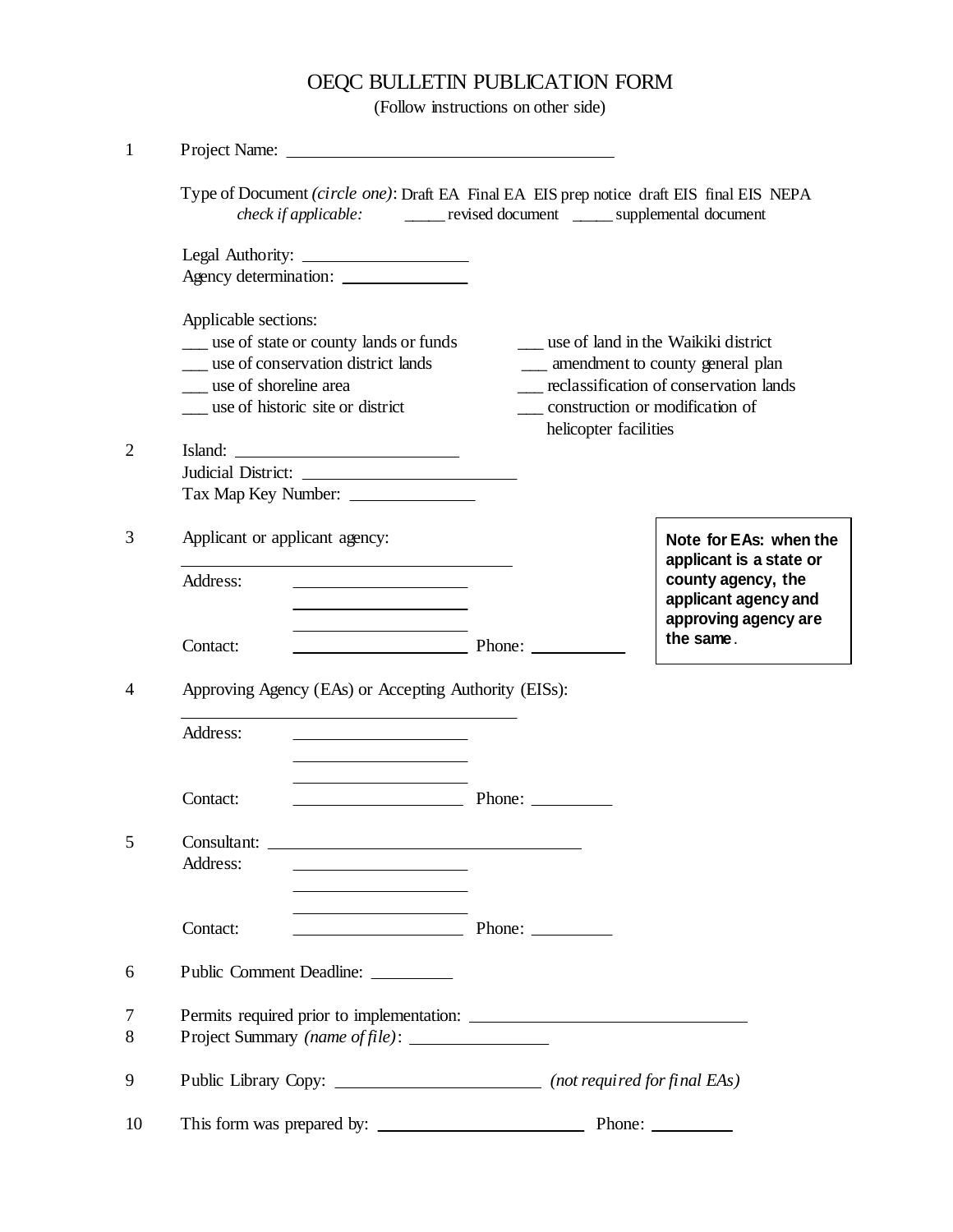# OEQC BULLETIN PUBLICATION FORM

(Follow instructions on other side)

1 Project Name: ____________________________________

Type of Document *(circle one)*: Draft EA Final EA EIS prep notice draft EIS final EIS NEPA
*check if applicable:* _____ revised document _____ supplemental document

Legal Authority: ____________________
Agency determination: _______________

Applicable sections:

- ___ use of state or county lands or funds
- ___ use of conservation district lands
- ___ use of shoreline area
- ___ use of historic site or district
- ___ use of land in the Waikiki district
- ___ amendment to county general plan
- ___ reclassification of conservation lands
- ___ construction or modification of helicopter facilities

2 Island: __________________________
Judicial District: _________________________
Tax Map Key Number: ______________

3 Applicant or applicant agency:
________________________________________
Address: ____________________
____________________
____________________
Contact: ____________________ Phone: ___________

**Note for EAs: when the applicant is a state or county agency, the applicant agency and approving agency are the same**.

4 Approving Agency (EAs) or Accepting Authority (EISs):
________________________________________
Address: ____________________
____________________
____________________
Contact: ____________________ Phone: _________

5 Consultant: ____________________________________
Address: ____________________
____________________
____________________
Contact: ____________________ Phone: _________

6 Public Comment Deadline: _________

7 Permits required prior to implementation: ________________________________

8 Project Summary *(name of file)*: ________________

9 Public Library Copy: ________________________ *(not required for final EAs)*

10 This form was prepared by: ________________________ Phone: _________